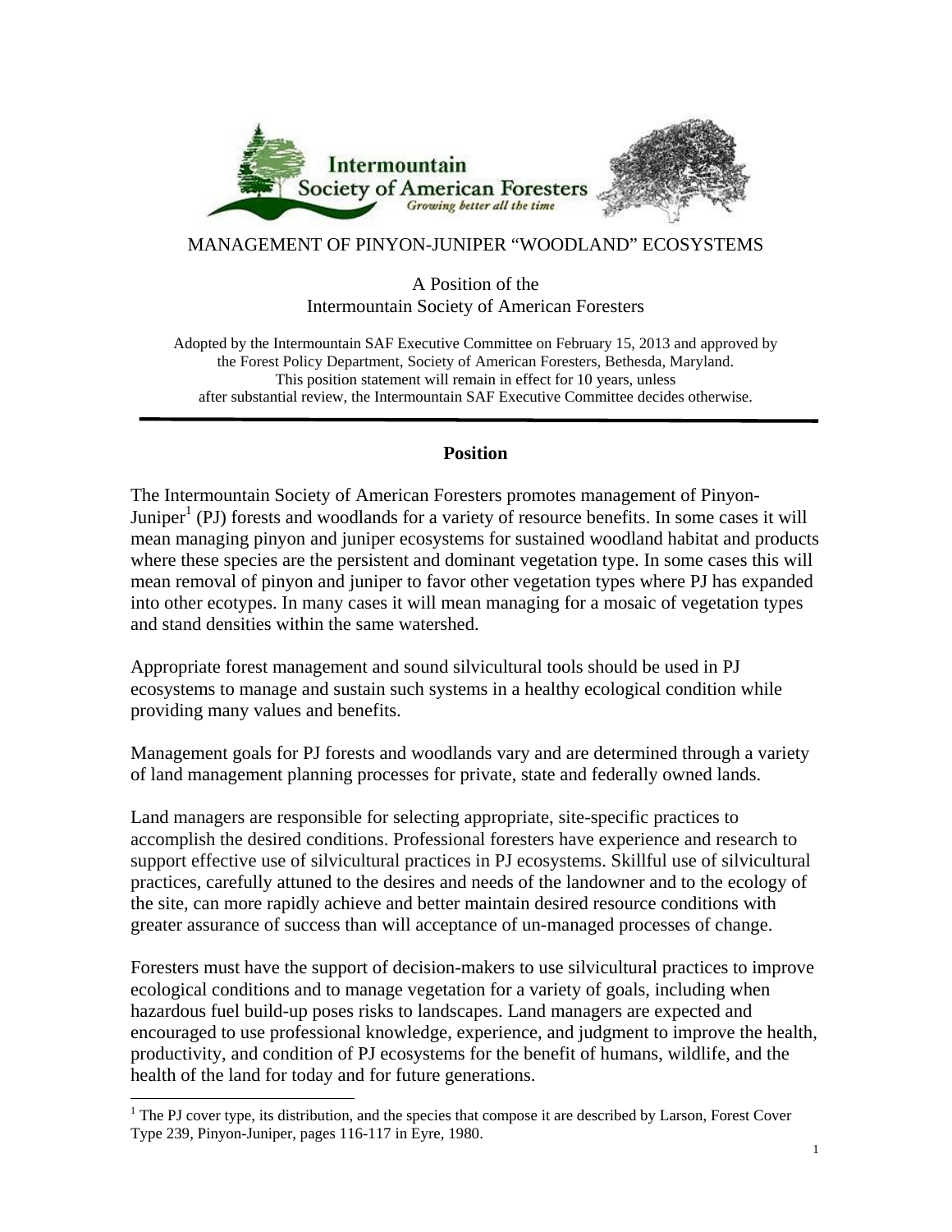Intermountain Society of American Foresters

*Growing better all the time*

# MANAGEMENT OF PINYON-JUNIPER "WOODLAND" ECOSYSTEMS

A Position of the
Intermountain Society of American Foresters

Adopted by the Intermountain SAF Executive Committee on February 15, 2013 and approved by the Forest Policy Department, Society of American Foresters, Bethesda, Maryland. This position statement will remain in effect for 10 years, unless after substantial review, the Intermountain SAF Executive Committee decides otherwise.

---

## Position

The Intermountain Society of American Foresters promotes management of Pinyon-Juniper[1] (PJ) forests and woodlands for a variety of resource benefits. In some cases it will mean managing pinyon and juniper ecosystems for sustained woodland habitat and products where these species are the persistent and dominant vegetation type. In some cases this will mean removal of pinyon and juniper to favor other vegetation types where PJ has expanded into other ecotypes. In many cases it will mean managing for a mosaic of vegetation types and stand densities within the same watershed.

Appropriate forest management and sound silvicultural tools should be used in PJ ecosystems to manage and sustain such systems in a healthy ecological condition while providing many values and benefits.

Management goals for PJ forests and woodlands vary and are determined through a variety of land management planning processes for private, state and federally owned lands.

Land managers are responsible for selecting appropriate, site-specific practices to accomplish the desired conditions. Professional foresters have experience and research to support effective use of silvicultural practices in PJ ecosystems. Skillful use of silvicultural practices, carefully attuned to the desires and needs of the landowner and to the ecology of the site, can more rapidly achieve and better maintain desired resource conditions with greater assurance of success than will acceptance of un-managed processes of change.

Foresters must have the support of decision-makers to use silvicultural practices to improve ecological conditions and to manage vegetation for a variety of goals, including when hazardous fuel build-up poses risks to landscapes. Land managers are expected and encouraged to use professional knowledge, experience, and judgment to improve the health, productivity, and condition of PJ ecosystems for the benefit of humans, wildlife, and the health of the land for today and for future generations.

---

[1] The PJ cover type, its distribution, and the species that compose it are described by Larson, Forest Cover Type 239, Pinyon-Juniper, pages 116-117 in Eyre, 1980.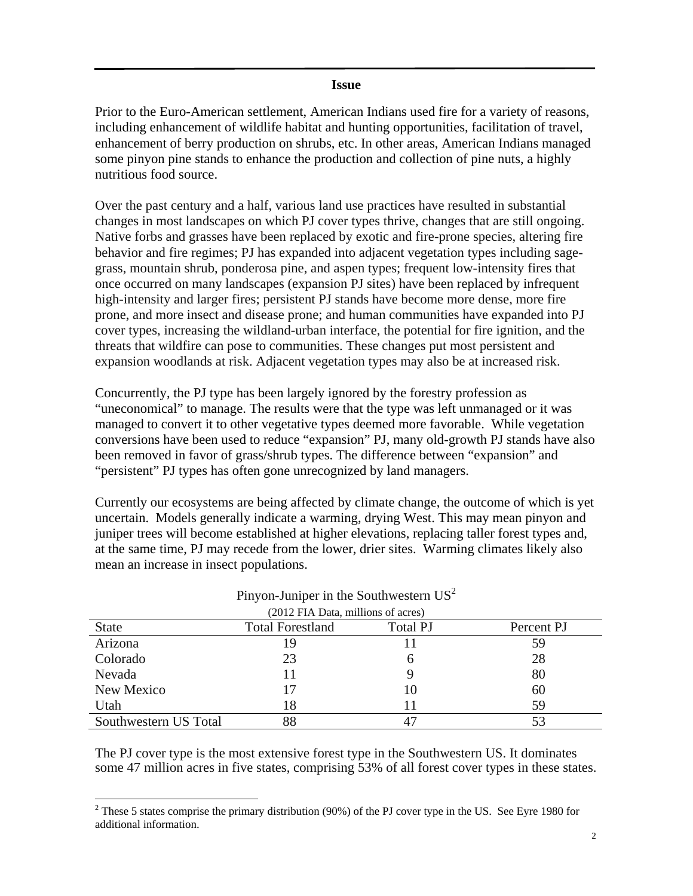## Issue

Prior to the Euro-American settlement, American Indians used fire for a variety of reasons, including enhancement of wildlife habitat and hunting opportunities, facilitation of travel, enhancement of berry production on shrubs, etc. In other areas, American Indians managed some pinyon pine stands to enhance the production and collection of pine nuts, a highly nutritious food source.

Over the past century and a half, various land use practices have resulted in substantial changes in most landscapes on which PJ cover types thrive, changes that are still ongoing. Native forbs and grasses have been replaced by exotic and fire-prone species, altering fire behavior and fire regimes; PJ has expanded into adjacent vegetation types including sage-grass, mountain shrub, ponderosa pine, and aspen types; frequent low-intensity fires that once occurred on many landscapes (expansion PJ sites) have been replaced by infrequent high-intensity and larger fires; persistent PJ stands have become more dense, more fire prone, and more insect and disease prone; and human communities have expanded into PJ cover types, increasing the wildland-urban interface, the potential for fire ignition, and the threats that wildfire can pose to communities. These changes put most persistent and expansion woodlands at risk. Adjacent vegetation types may also be at increased risk.

Concurrently, the PJ type has been largely ignored by the forestry profession as "uneconomical" to manage. The results were that the type was left unmanaged or it was managed to convert it to other vegetative types deemed more favorable. While vegetation conversions have been used to reduce "expansion" PJ, many old-growth PJ stands have also been removed in favor of grass/shrub types. The difference between "expansion" and "persistent" PJ types has often gone unrecognized by land managers.

Currently our ecosystems are being affected by climate change, the outcome of which is yet uncertain. Models generally indicate a warming, drying West. This may mean pinyon and juniper trees will become established at higher elevations, replacing taller forest types and, at the same time, PJ may recede from the lower, drier sites. Warming climates likely also mean an increase in insect populations.

Pinyon-Juniper in the Southwestern US[2]

(2012 FIA Data, millions of acres)

| State | Total Forestland | Total PJ | Percent PJ |
|---|---|---|---|
| Arizona | 19 | 11 | 59 |
| Colorado | 23 | 6 | 28 |
| Nevada | 11 | 9 | 80 |
| New Mexico | 17 | 10 | 60 |
| Utah | 18 | 11 | 59 |
| Southwestern US Total | 88 | 47 | 53 |

The PJ cover type is the most extensive forest type in the Southwestern US. It dominates some 47 million acres in five states, comprising 53% of all forest cover types in these states.

[2] These 5 states comprise the primary distribution (90%) of the PJ cover type in the US. See Eyre 1980 for additional information.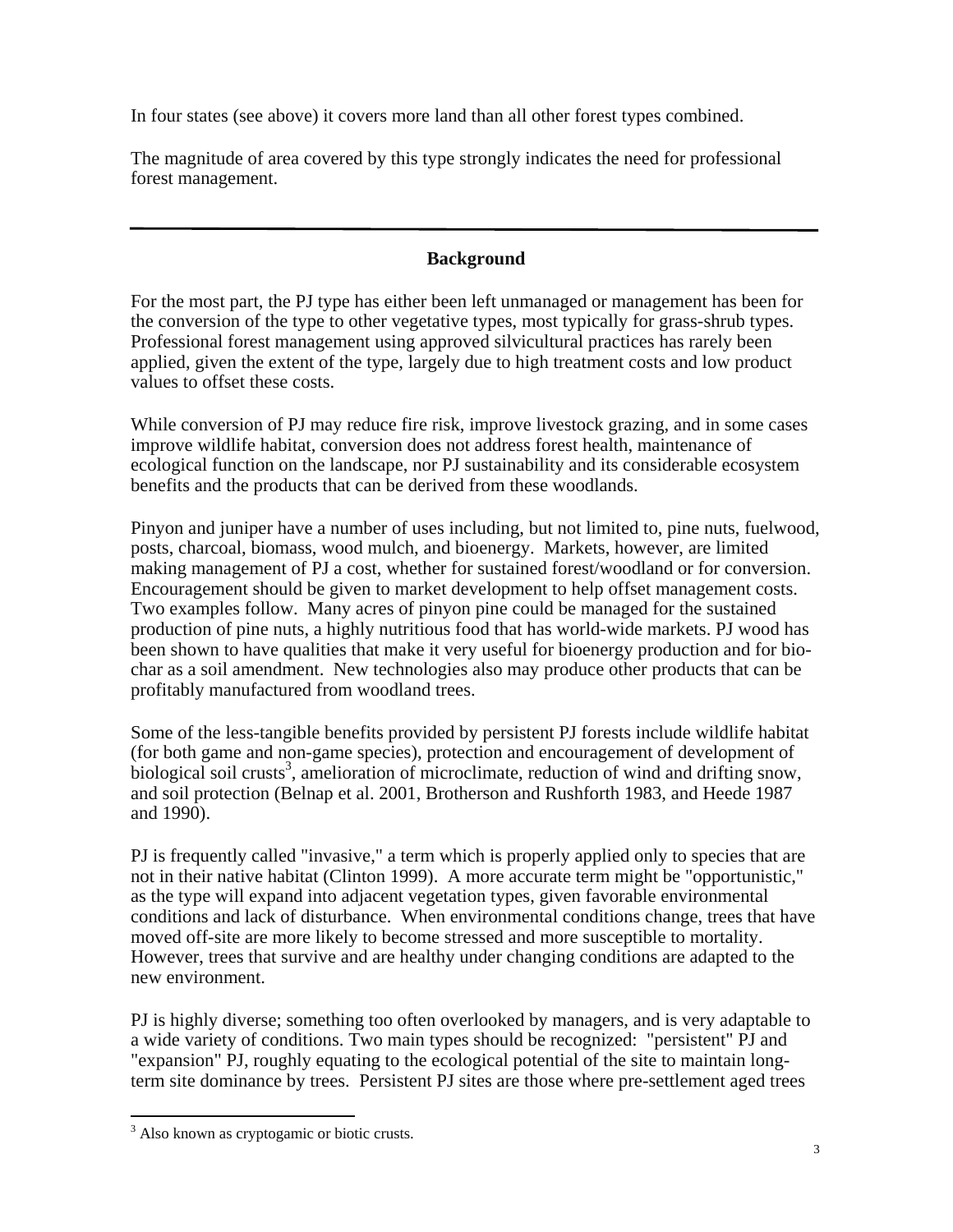In four states (see above) it covers more land than all other forest types combined.

The magnitude of area covered by this type strongly indicates the need for professional forest management.

---

## Background

For the most part, the PJ type has either been left unmanaged or management has been for the conversion of the type to other vegetative types, most typically for grass-shrub types. Professional forest management using approved silvicultural practices has rarely been applied, given the extent of the type, largely due to high treatment costs and low product values to offset these costs.

While conversion of PJ may reduce fire risk, improve livestock grazing, and in some cases improve wildlife habitat, conversion does not address forest health, maintenance of ecological function on the landscape, nor PJ sustainability and its considerable ecosystem benefits and the products that can be derived from these woodlands.

Pinyon and juniper have a number of uses including, but not limited to, pine nuts, fuelwood, posts, charcoal, biomass, wood mulch, and bioenergy. Markets, however, are limited making management of PJ a cost, whether for sustained forest/woodland or for conversion. Encouragement should be given to market development to help offset management costs. Two examples follow. Many acres of pinyon pine could be managed for the sustained production of pine nuts, a highly nutritious food that has world-wide markets. PJ wood has been shown to have qualities that make it very useful for bioenergy production and for bio-char as a soil amendment. New technologies also may produce other products that can be profitably manufactured from woodland trees.

Some of the less-tangible benefits provided by persistent PJ forests include wildlife habitat (for both game and non-game species), protection and encouragement of development of biological soil crusts[3], amelioration of microclimate, reduction of wind and drifting snow, and soil protection (Belnap et al. 2001, Brotherson and Rushforth 1983, and Heede 1987 and 1990).

PJ is frequently called "invasive," a term which is properly applied only to species that are not in their native habitat (Clinton 1999). A more accurate term might be "opportunistic," as the type will expand into adjacent vegetation types, given favorable environmental conditions and lack of disturbance. When environmental conditions change, trees that have moved off-site are more likely to become stressed and more susceptible to mortality. However, trees that survive and are healthy under changing conditions are adapted to the new environment.

PJ is highly diverse; something too often overlooked by managers, and is very adaptable to a wide variety of conditions. Two main types should be recognized: "persistent" PJ and "expansion" PJ, roughly equating to the ecological potential of the site to maintain long-term site dominance by trees. Persistent PJ sites are those where pre-settlement aged trees

---

[3] Also known as cryptogamic or biotic crusts.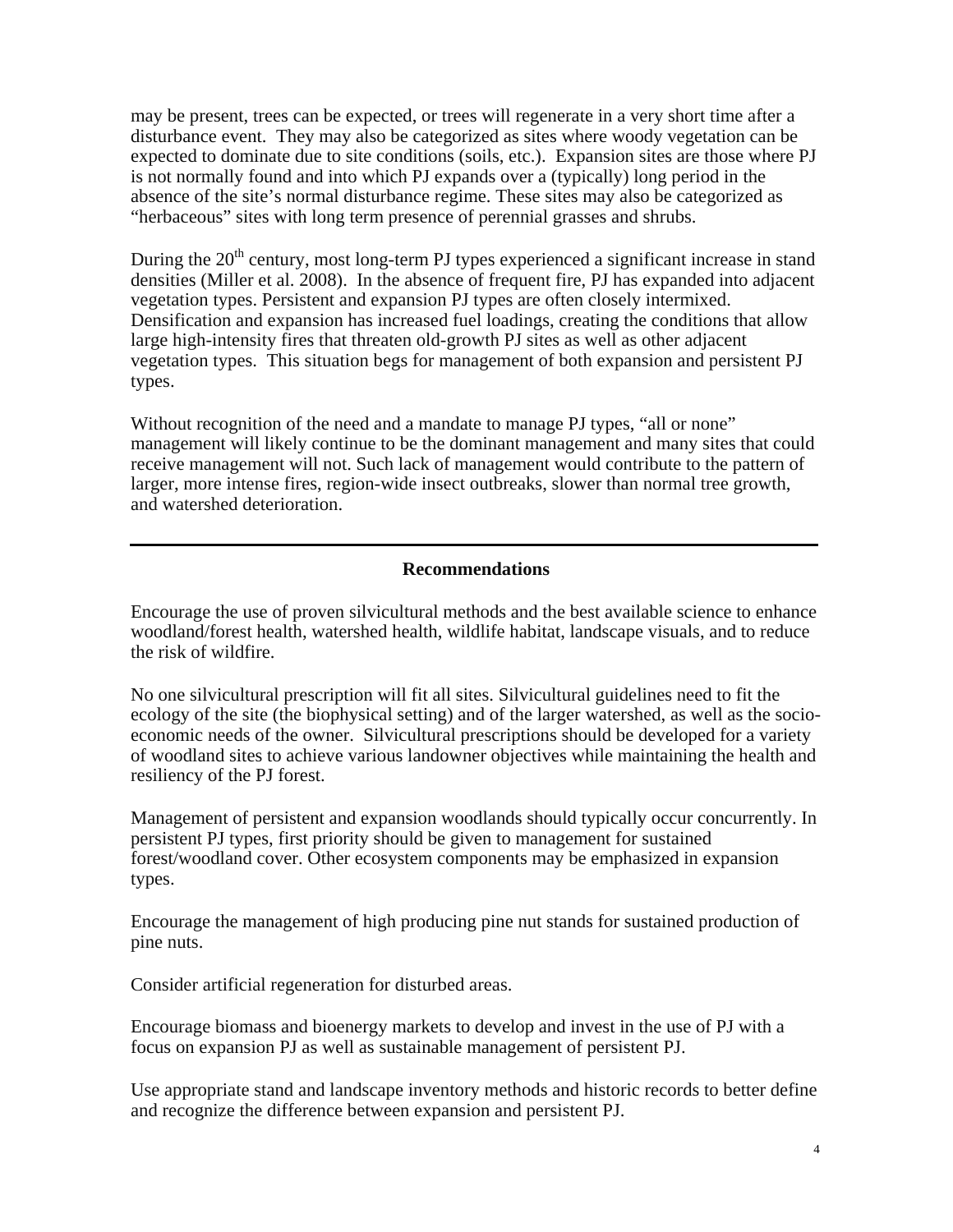may be present, trees can be expected, or trees will regenerate in a very short time after a disturbance event. They may also be categorized as sites where woody vegetation can be expected to dominate due to site conditions (soils, etc.). Expansion sites are those where PJ is not normally found and into which PJ expands over a (typically) long period in the absence of the site's normal disturbance regime. These sites may also be categorized as "herbaceous" sites with long term presence of perennial grasses and shrubs.

During the 20th century, most long-term PJ types experienced a significant increase in stand densities (Miller et al. 2008). In the absence of frequent fire, PJ has expanded into adjacent vegetation types. Persistent and expansion PJ types are often closely intermixed. Densification and expansion has increased fuel loadings, creating the conditions that allow large high-intensity fires that threaten old-growth PJ sites as well as other adjacent vegetation types. This situation begs for management of both expansion and persistent PJ types.

Without recognition of the need and a mandate to manage PJ types, "all or none" management will likely continue to be the dominant management and many sites that could receive management will not. Such lack of management would contribute to the pattern of larger, more intense fires, region-wide insect outbreaks, slower than normal tree growth, and watershed deterioration.

---

## Recommendations

Encourage the use of proven silvicultural methods and the best available science to enhance woodland/forest health, watershed health, wildlife habitat, landscape visuals, and to reduce the risk of wildfire.

No one silvicultural prescription will fit all sites. Silvicultural guidelines need to fit the ecology of the site (the biophysical setting) and of the larger watershed, as well as the socio-economic needs of the owner. Silvicultural prescriptions should be developed for a variety of woodland sites to achieve various landowner objectives while maintaining the health and resiliency of the PJ forest.

Management of persistent and expansion woodlands should typically occur concurrently. In persistent PJ types, first priority should be given to management for sustained forest/woodland cover. Other ecosystem components may be emphasized in expansion types.

Encourage the management of high producing pine nut stands for sustained production of pine nuts.

Consider artificial regeneration for disturbed areas.

Encourage biomass and bioenergy markets to develop and invest in the use of PJ with a focus on expansion PJ as well as sustainable management of persistent PJ.

Use appropriate stand and landscape inventory methods and historic records to better define and recognize the difference between expansion and persistent PJ.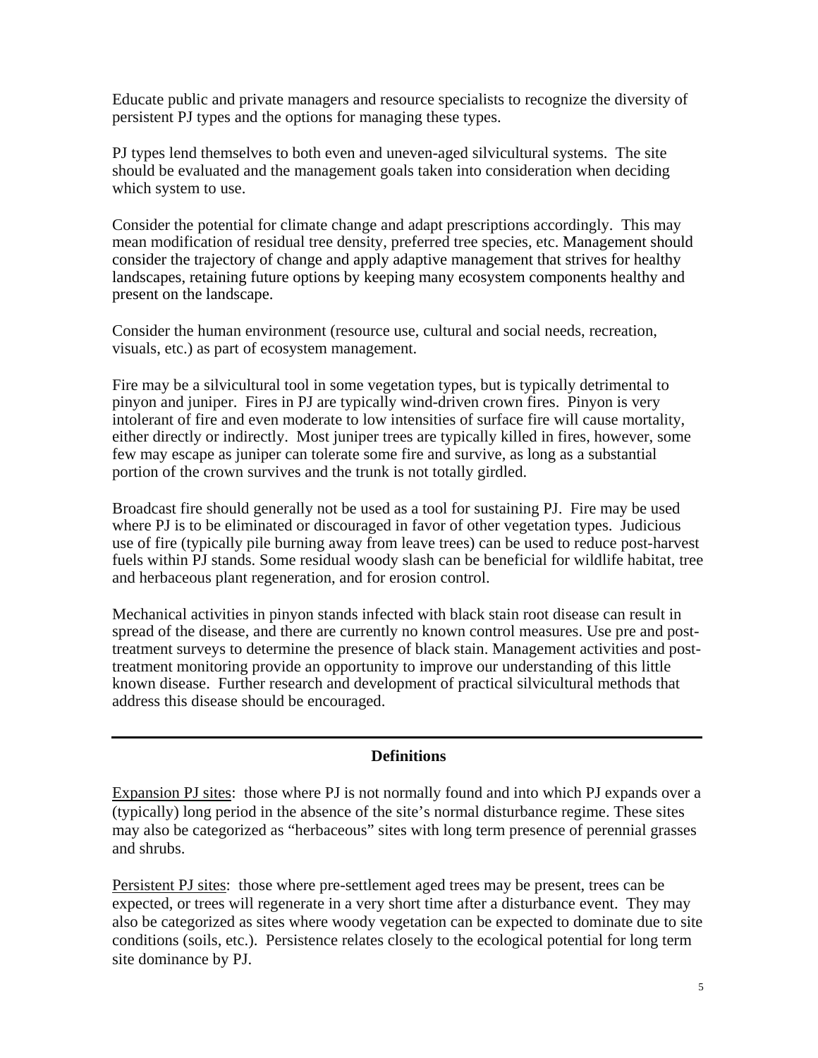Educate public and private managers and resource specialists to recognize the diversity of persistent PJ types and the options for managing these types.

PJ types lend themselves to both even and uneven-aged silvicultural systems. The site should be evaluated and the management goals taken into consideration when deciding which system to use.

Consider the potential for climate change and adapt prescriptions accordingly. This may mean modification of residual tree density, preferred tree species, etc. Management should consider the trajectory of change and apply adaptive management that strives for healthy landscapes, retaining future options by keeping many ecosystem components healthy and present on the landscape.

Consider the human environment (resource use, cultural and social needs, recreation, visuals, etc.) as part of ecosystem management.

Fire may be a silvicultural tool in some vegetation types, but is typically detrimental to pinyon and juniper. Fires in PJ are typically wind-driven crown fires. Pinyon is very intolerant of fire and even moderate to low intensities of surface fire will cause mortality, either directly or indirectly. Most juniper trees are typically killed in fires, however, some few may escape as juniper can tolerate some fire and survive, as long as a substantial portion of the crown survives and the trunk is not totally girdled.

Broadcast fire should generally not be used as a tool for sustaining PJ. Fire may be used where PJ is to be eliminated or discouraged in favor of other vegetation types. Judicious use of fire (typically pile burning away from leave trees) can be used to reduce post-harvest fuels within PJ stands. Some residual woody slash can be beneficial for wildlife habitat, tree and herbaceous plant regeneration, and for erosion control.

Mechanical activities in pinyon stands infected with black stain root disease can result in spread of the disease, and there are currently no known control measures. Use pre and post-treatment surveys to determine the presence of black stain. Management activities and post-treatment monitoring provide an opportunity to improve our understanding of this little known disease. Further research and development of practical silvicultural methods that address this disease should be encouraged.

---

## Definitions

Expansion PJ sites: those where PJ is not normally found and into which PJ expands over a (typically) long period in the absence of the site's normal disturbance regime. These sites may also be categorized as "herbaceous" sites with long term presence of perennial grasses and shrubs.

Persistent PJ sites: those where pre-settlement aged trees may be present, trees can be expected, or trees will regenerate in a very short time after a disturbance event. They may also be categorized as sites where woody vegetation can be expected to dominate due to site conditions (soils, etc.). Persistence relates closely to the ecological potential for long term site dominance by PJ.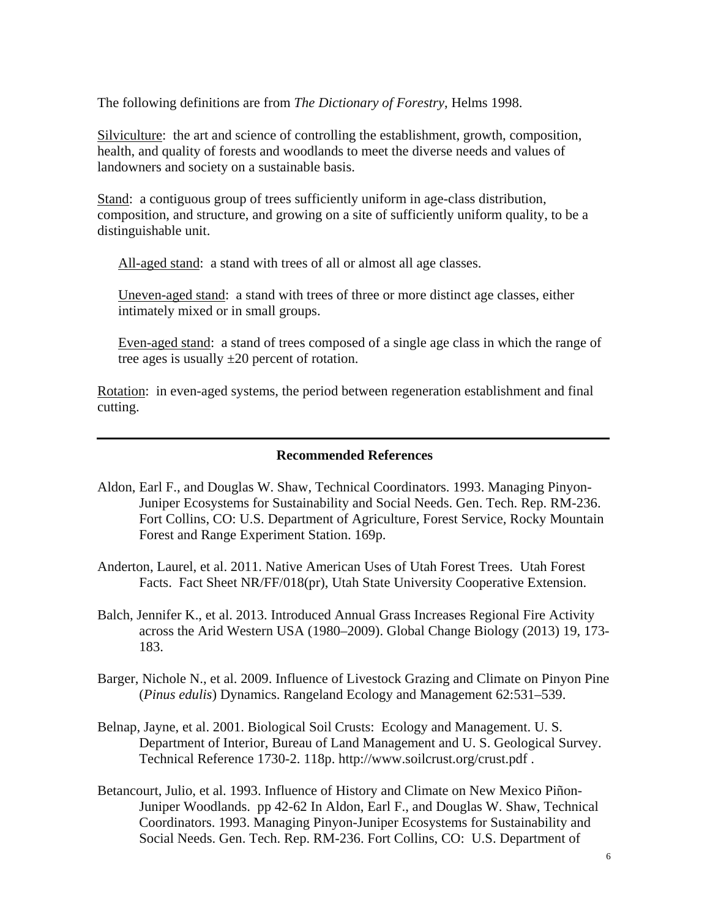The following definitions are from *The Dictionary of Forestry*, Helms 1998.

Silviculture: the art and science of controlling the establishment, growth, composition, health, and quality of forests and woodlands to meet the diverse needs and values of landowners and society on a sustainable basis.

Stand: a contiguous group of trees sufficiently uniform in age-class distribution, composition, and structure, and growing on a site of sufficiently uniform quality, to be a distinguishable unit.

> All-aged stand: a stand with trees of all or almost all age classes.
>
> Uneven-aged stand: a stand with trees of three or more distinct age classes, either intimately mixed or in small groups.
>
> Even-aged stand: a stand of trees composed of a single age class in which the range of tree ages is usually ±20 percent of rotation.

Rotation: in even-aged systems, the period between regeneration establishment and final cutting.

---

## Recommended References

Aldon, Earl F., and Douglas W. Shaw, Technical Coordinators. 1993. Managing Pinyon-Juniper Ecosystems for Sustainability and Social Needs. Gen. Tech. Rep. RM-236. Fort Collins, CO: U.S. Department of Agriculture, Forest Service, Rocky Mountain Forest and Range Experiment Station. 169p.

Anderton, Laurel, et al. 2011. Native American Uses of Utah Forest Trees. Utah Forest Facts. Fact Sheet NR/FF/018(pr), Utah State University Cooperative Extension.

Balch, Jennifer K., et al. 2013. Introduced Annual Grass Increases Regional Fire Activity across the Arid Western USA (1980–2009). Global Change Biology (2013) 19, 173-183.

Barger, Nichole N., et al. 2009. Influence of Livestock Grazing and Climate on Pinyon Pine (*Pinus edulis*) Dynamics. Rangeland Ecology and Management 62:531–539.

Belnap, Jayne, et al. 2001. Biological Soil Crusts: Ecology and Management. U. S. Department of Interior, Bureau of Land Management and U. S. Geological Survey. Technical Reference 1730-2. 118p. http://www.soilcrust.org/crust.pdf .

Betancourt, Julio, et al. 1993. Influence of History and Climate on New Mexico Piñon-Juniper Woodlands. pp 42-62 In Aldon, Earl F., and Douglas W. Shaw, Technical Coordinators. 1993. Managing Pinyon-Juniper Ecosystems for Sustainability and Social Needs. Gen. Tech. Rep. RM-236. Fort Collins, CO: U.S. Department of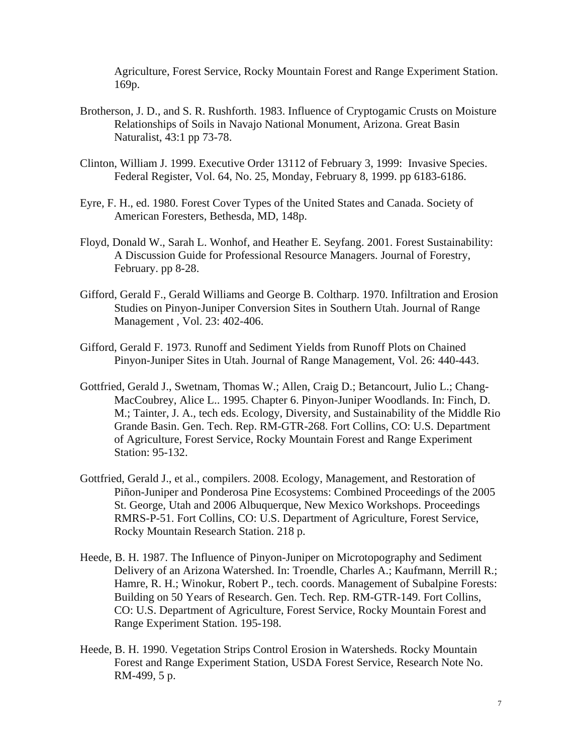Agriculture, Forest Service, Rocky Mountain Forest and Range Experiment Station. 169p.

Brotherson, J. D., and S. R. Rushforth. 1983. Influence of Cryptogamic Crusts on Moisture Relationships of Soils in Navajo National Monument, Arizona. Great Basin Naturalist, 43:1 pp 73-78.

Clinton, William J. 1999. Executive Order 13112 of February 3, 1999: Invasive Species. Federal Register, Vol. 64, No. 25, Monday, February 8, 1999. pp 6183-6186.

Eyre, F. H., ed. 1980. Forest Cover Types of the United States and Canada. Society of American Foresters, Bethesda, MD, 148p.

Floyd, Donald W., Sarah L. Wonhof, and Heather E. Seyfang. 2001. Forest Sustainability: A Discussion Guide for Professional Resource Managers. Journal of Forestry, February. pp 8-28.

Gifford, Gerald F., Gerald Williams and George B. Coltharp. 1970. Infiltration and Erosion Studies on Pinyon-Juniper Conversion Sites in Southern Utah. Journal of Range Management , Vol. 23: 402-406.

Gifford, Gerald F. 1973. Runoff and Sediment Yields from Runoff Plots on Chained Pinyon-Juniper Sites in Utah. Journal of Range Management, Vol. 26: 440-443.

Gottfried, Gerald J., Swetnam, Thomas W.; Allen, Craig D.; Betancourt, Julio L.; Chang-MacCoubrey, Alice L.. 1995. Chapter 6. Pinyon-Juniper Woodlands. In: Finch, D. M.; Tainter, J. A., tech eds. Ecology, Diversity, and Sustainability of the Middle Rio Grande Basin. Gen. Tech. Rep. RM-GTR-268. Fort Collins, CO: U.S. Department of Agriculture, Forest Service, Rocky Mountain Forest and Range Experiment Station: 95-132.

Gottfried, Gerald J., et al., compilers. 2008. Ecology, Management, and Restoration of Piñon-Juniper and Ponderosa Pine Ecosystems: Combined Proceedings of the 2005 St. George, Utah and 2006 Albuquerque, New Mexico Workshops. Proceedings RMRS-P-51. Fort Collins, CO: U.S. Department of Agriculture, Forest Service, Rocky Mountain Research Station. 218 p.

Heede, B. H. 1987. The Influence of Pinyon-Juniper on Microtopography and Sediment Delivery of an Arizona Watershed. In: Troendle, Charles A.; Kaufmann, Merrill R.; Hamre, R. H.; Winokur, Robert P., tech. coords. Management of Subalpine Forests: Building on 50 Years of Research. Gen. Tech. Rep. RM-GTR-149. Fort Collins, CO: U.S. Department of Agriculture, Forest Service, Rocky Mountain Forest and Range Experiment Station. 195-198.

Heede, B. H. 1990. Vegetation Strips Control Erosion in Watersheds. Rocky Mountain Forest and Range Experiment Station, USDA Forest Service, Research Note No. RM-499, 5 p.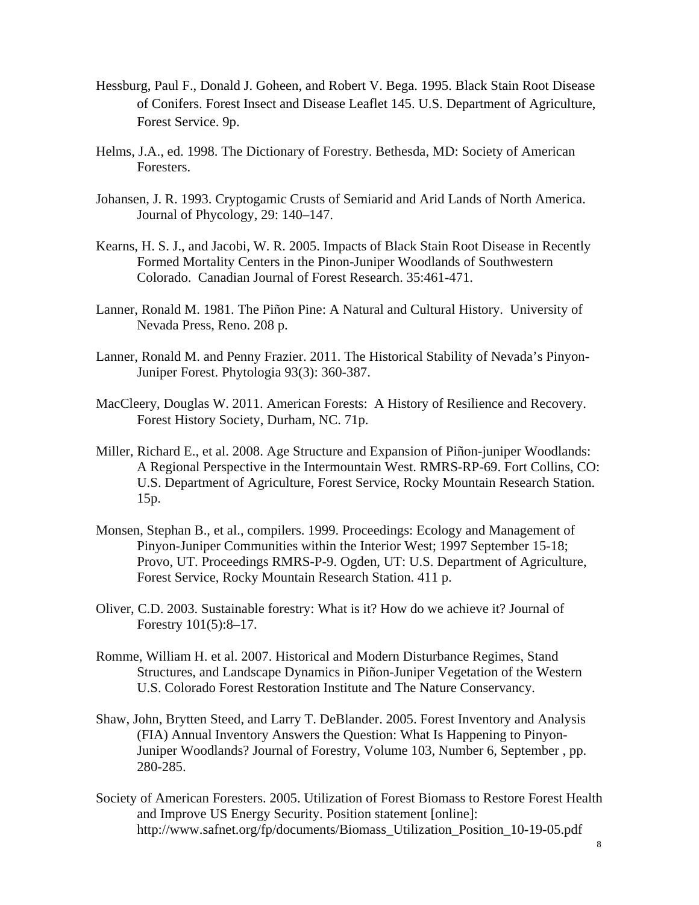Hessburg, Paul F., Donald J. Goheen, and Robert V. Bega. 1995. Black Stain Root Disease of Conifers. Forest Insect and Disease Leaflet 145. U.S. Department of Agriculture, Forest Service. 9p.

Helms, J.A., ed. 1998. The Dictionary of Forestry. Bethesda, MD: Society of American Foresters.

Johansen, J. R. 1993. Cryptogamic Crusts of Semiarid and Arid Lands of North America. Journal of Phycology, 29: 140–147.

Kearns, H. S. J., and Jacobi, W. R. 2005. Impacts of Black Stain Root Disease in Recently Formed Mortality Centers in the Pinon-Juniper Woodlands of Southwestern Colorado. Canadian Journal of Forest Research. 35:461-471.

Lanner, Ronald M. 1981. The Piñon Pine: A Natural and Cultural History. University of Nevada Press, Reno. 208 p.

Lanner, Ronald M. and Penny Frazier. 2011. The Historical Stability of Nevada's Pinyon-Juniper Forest. Phytologia 93(3): 360-387.

MacCleery, Douglas W. 2011. American Forests: A History of Resilience and Recovery. Forest History Society, Durham, NC. 71p.

Miller, Richard E., et al. 2008. Age Structure and Expansion of Piñon-juniper Woodlands: A Regional Perspective in the Intermountain West. RMRS-RP-69. Fort Collins, CO: U.S. Department of Agriculture, Forest Service, Rocky Mountain Research Station. 15p.

Monsen, Stephan B., et al., compilers. 1999. Proceedings: Ecology and Management of Pinyon-Juniper Communities within the Interior West; 1997 September 15-18; Provo, UT. Proceedings RMRS-P-9. Ogden, UT: U.S. Department of Agriculture, Forest Service, Rocky Mountain Research Station. 411 p.

Oliver, C.D. 2003. Sustainable forestry: What is it? How do we achieve it? Journal of Forestry 101(5):8–17.

Romme, William H. et al. 2007. Historical and Modern Disturbance Regimes, Stand Structures, and Landscape Dynamics in Piñon-Juniper Vegetation of the Western U.S. Colorado Forest Restoration Institute and The Nature Conservancy.

Shaw, John, Brytten Steed, and Larry T. DeBlander. 2005. Forest Inventory and Analysis (FIA) Annual Inventory Answers the Question: What Is Happening to Pinyon-Juniper Woodlands? Journal of Forestry, Volume 103, Number 6, September , pp. 280-285.

Society of American Foresters. 2005. Utilization of Forest Biomass to Restore Forest Health and Improve US Energy Security. Position statement [online]: http://www.safnet.org/fp/documents/Biomass_Utilization_Position_10-19-05.pdf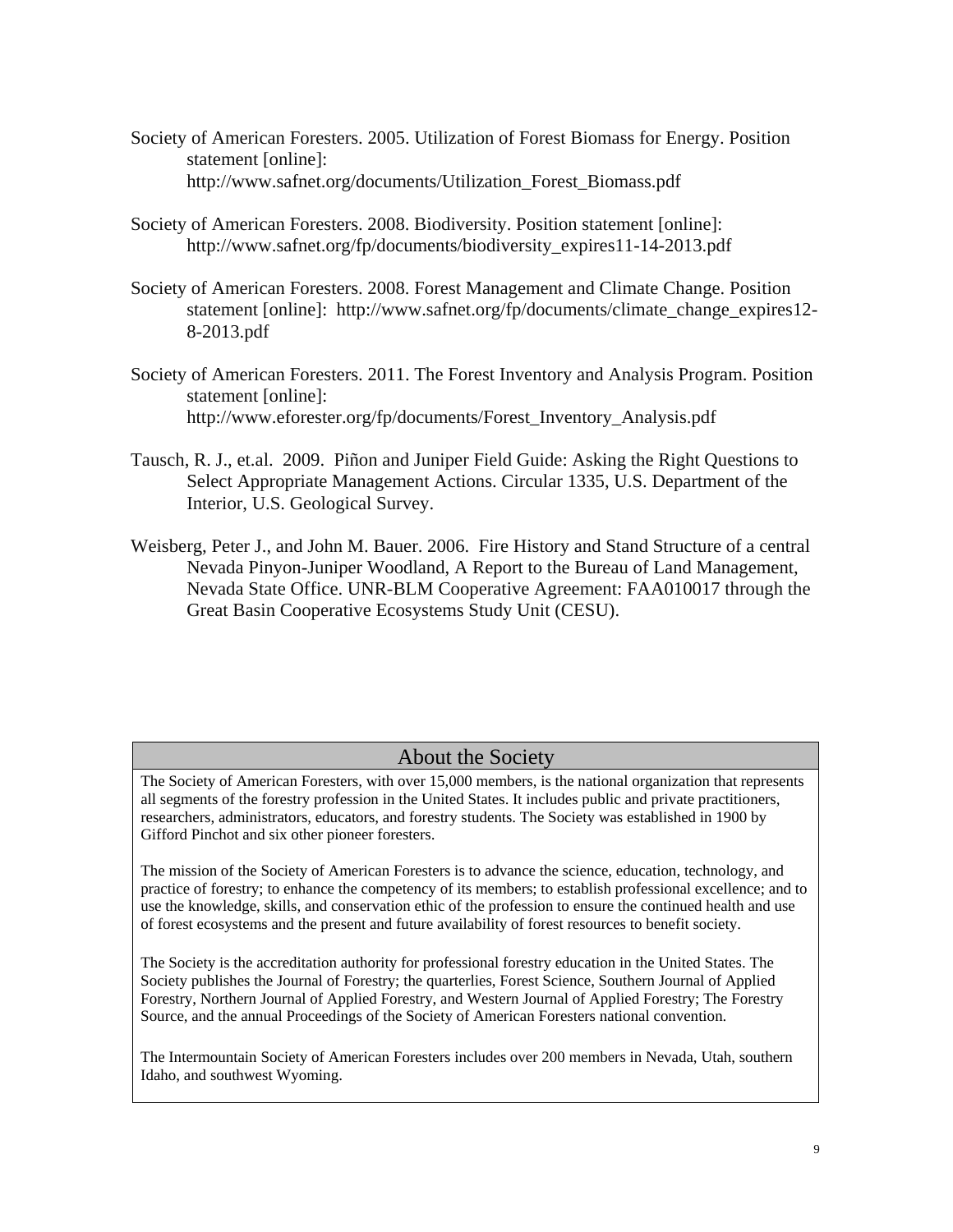Society of American Foresters. 2005. Utilization of Forest Biomass for Energy. Position statement [online]: http://www.safnet.org/documents/Utilization_Forest_Biomass.pdf

Society of American Foresters. 2008. Biodiversity. Position statement [online]: http://www.safnet.org/fp/documents/biodiversity_expires11-14-2013.pdf

Society of American Foresters. 2008. Forest Management and Climate Change. Position statement [online]: http://www.safnet.org/fp/documents/climate_change_expires12-8-2013.pdf

Society of American Foresters. 2011. The Forest Inventory and Analysis Program. Position statement [online]: http://www.eforester.org/fp/documents/Forest_Inventory_Analysis.pdf

Tausch, R. J., et.al. 2009. Piñon and Juniper Field Guide: Asking the Right Questions to Select Appropriate Management Actions. Circular 1335, U.S. Department of the Interior, U.S. Geological Survey.

Weisberg, Peter J., and John M. Bauer. 2006. Fire History and Stand Structure of a central Nevada Pinyon-Juniper Woodland, A Report to the Bureau of Land Management, Nevada State Office. UNR-BLM Cooperative Agreement: FAA010017 through the Great Basin Cooperative Ecosystems Study Unit (CESU).

## About the Society

The Society of American Foresters, with over 15,000 members, is the national organization that represents all segments of the forestry profession in the United States. It includes public and private practitioners, researchers, administrators, educators, and forestry students. The Society was established in 1900 by Gifford Pinchot and six other pioneer foresters.

The mission of the Society of American Foresters is to advance the science, education, technology, and practice of forestry; to enhance the competency of its members; to establish professional excellence; and to use the knowledge, skills, and conservation ethic of the profession to ensure the continued health and use of forest ecosystems and the present and future availability of forest resources to benefit society.

The Society is the accreditation authority for professional forestry education in the United States. The Society publishes the Journal of Forestry; the quarterlies, Forest Science, Southern Journal of Applied Forestry, Northern Journal of Applied Forestry, and Western Journal of Applied Forestry; The Forestry Source, and the annual Proceedings of the Society of American Foresters national convention.

The Intermountain Society of American Foresters includes over 200 members in Nevada, Utah, southern Idaho, and southwest Wyoming.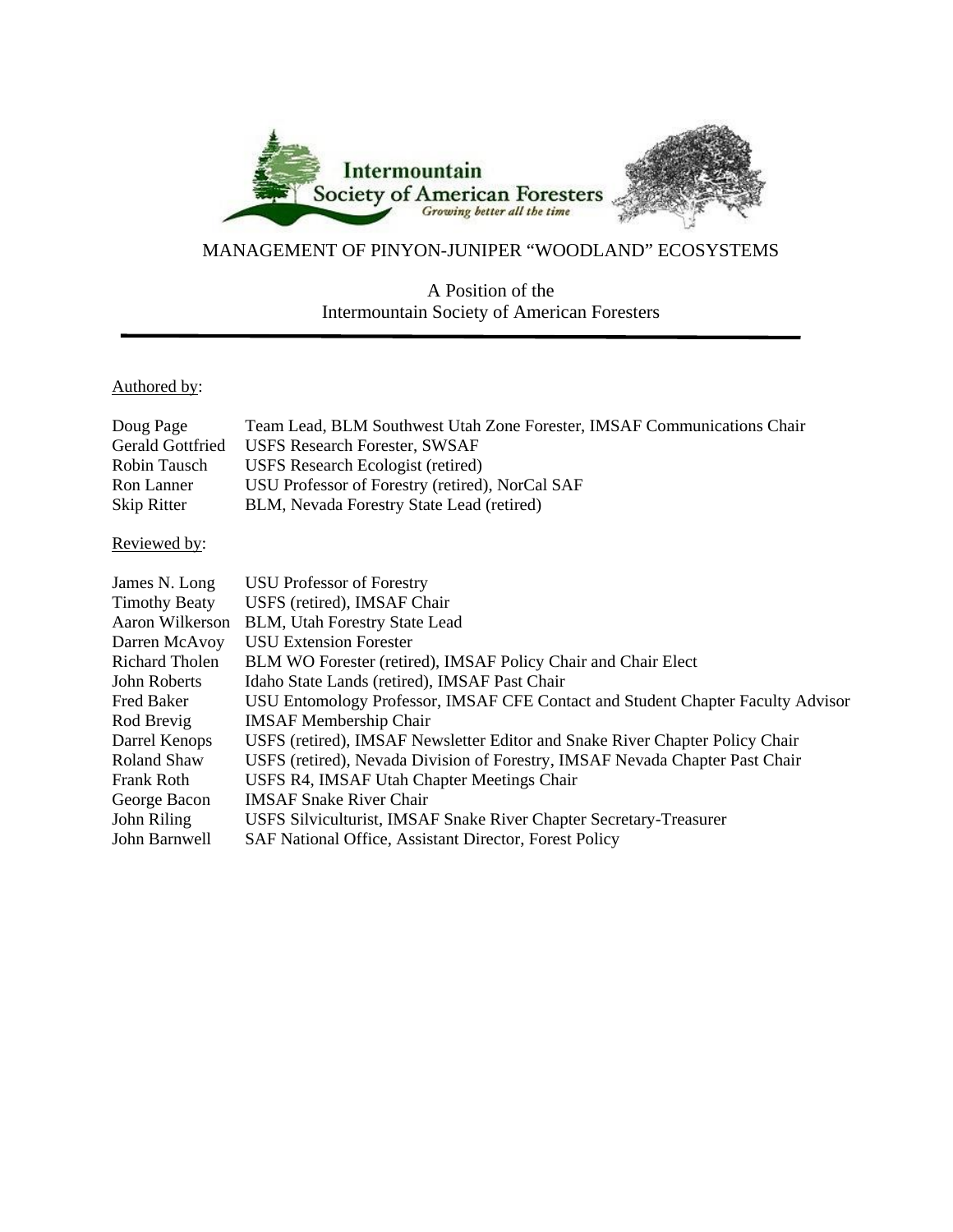Intermountain Society of American Foresters
*Growing better all the time*

# MANAGEMENT OF PINYON-JUNIPER "WOODLAND" ECOSYSTEMS

A Position of the
Intermountain Society of American Foresters

---

Authored by:

| | |
|---|---|
| Doug Page | Team Lead, BLM Southwest Utah Zone Forester, IMSAF Communications Chair |
| Gerald Gottfried | USFS Research Forester, SWSAF |
| Robin Tausch | USFS Research Ecologist (retired) |
| Ron Lanner | USU Professor of Forestry (retired), NorCal SAF |
| Skip Ritter | BLM, Nevada Forestry State Lead (retired) |

Reviewed by:

| | |
|---|---|
| James N. Long | USU Professor of Forestry |
| Timothy Beaty | USFS (retired), IMSAF Chair |
| Aaron Wilkerson | BLM, Utah Forestry State Lead |
| Darren McAvoy | USU Extension Forester |
| Richard Tholen | BLM WO Forester (retired), IMSAF Policy Chair and Chair Elect |
| John Roberts | Idaho State Lands (retired), IMSAF Past Chair |
| Fred Baker | USU Entomology Professor, IMSAF CFE Contact and Student Chapter Faculty Advisor |
| Rod Brevig | IMSAF Membership Chair |
| Darrel Kenops | USFS (retired), IMSAF Newsletter Editor and Snake River Chapter Policy Chair |
| Roland Shaw | USFS (retired), Nevada Division of Forestry, IMSAF Nevada Chapter Past Chair |
| Frank Roth | USFS R4, IMSAF Utah Chapter Meetings Chair |
| George Bacon | IMSAF Snake River Chair |
| John Riling | USFS Silviculturist, IMSAF Snake River Chapter Secretary-Treasurer |
| John Barnwell | SAF National Office, Assistant Director, Forest Policy |